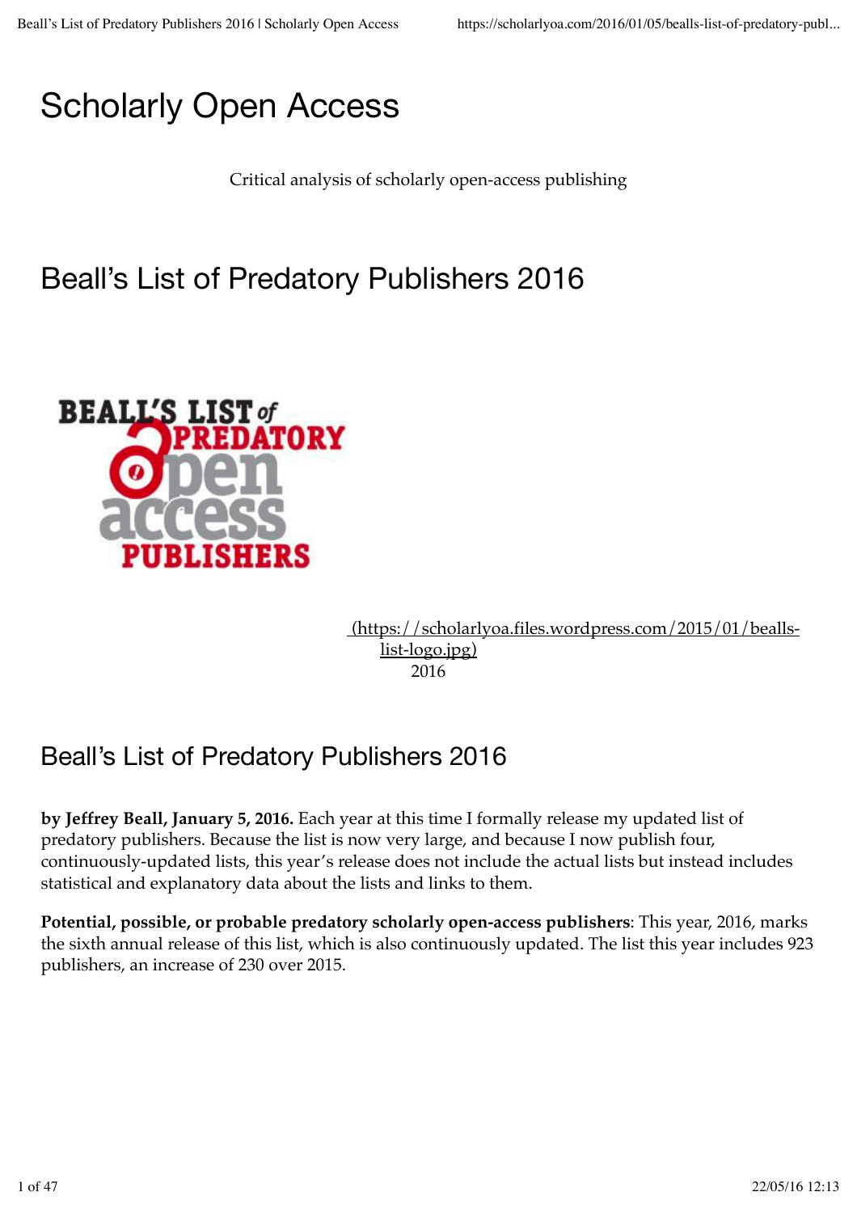# Scholarly Open Access

Critical analysis of scholarly open-access publishing

## Beall's List of Predatory Publishers 2016

(https://scholarlyoa.files.wordpress.com/2015/01/bealls-list-logo.jpg)
2016

## Beall's List of Predatory Publishers 2016

**by Jeffrey Beall, January 5, 2016.** Each year at this time I formally release my updated list of predatory publishers. Because the list is now very large, and because I now publish four, continuously-updated lists, this year's release does not include the actual lists but instead includes statistical and explanatory data about the lists and links to them.

**Potential, possible, or probable predatory scholarly open-access publishers**: This year, 2016, marks the sixth annual release of this list, which is also continuously updated. The list this year includes 923 publishers, an increase of 230 over 2015.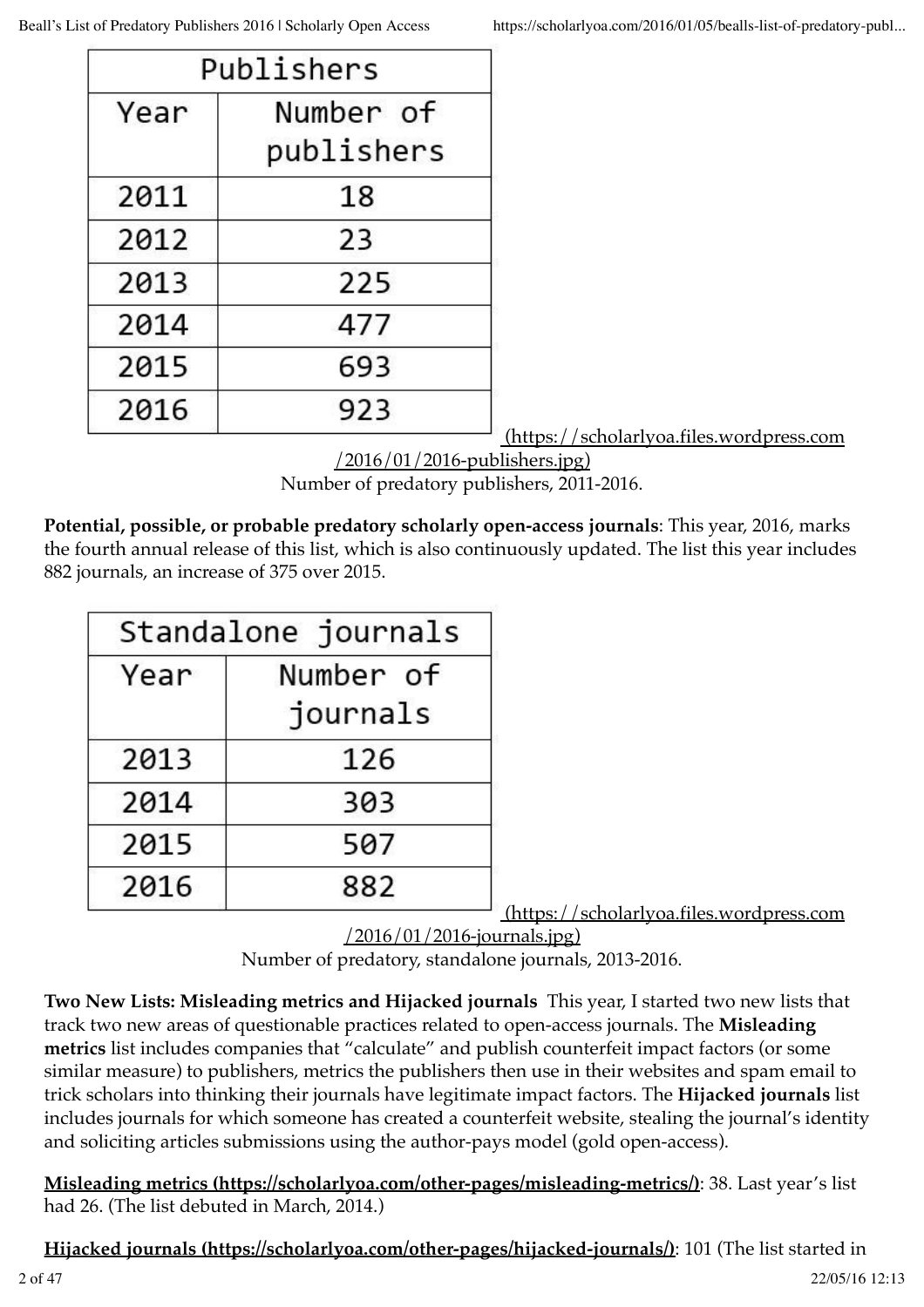| Publishers | |
|---|---|
| Year | Number of publishers |
| 2011 | 18 |
| 2012 | 23 |
| 2013 | 225 |
| 2014 | 477 |
| 2015 | 693 |
| 2016 | 923 |

[(https://scholarlyoa.files.wordpress.com/2016/01/2016-publishers.jpg)](https://scholarlyoa.files.wordpress.com/2016/01/2016-publishers.jpg)

Number of predatory publishers, 2011-2016.

**Potential, possible, or probable predatory scholarly open-access journals**: This year, 2016, marks the fourth annual release of this list, which is also continuously updated. The list this year includes 882 journals, an increase of 375 over 2015.

| Standalone journals | |
|---|---|
| Year | Number of journals |
| 2013 | 126 |
| 2014 | 303 |
| 2015 | 507 |
| 2016 | 882 |

[(https://scholarlyoa.files.wordpress.com/2016/01/2016-journals.jpg)](https://scholarlyoa.files.wordpress.com/2016/01/2016-journals.jpg)

Number of predatory, standalone journals, 2013-2016.

**Two New Lists: Misleading metrics and Hijacked journals** This year, I started two new lists that track two new areas of questionable practices related to open-access journals. The **Misleading metrics** list includes companies that "calculate" and publish counterfeit impact factors (or some similar measure) to publishers, metrics the publishers then use in their websites and spam email to trick scholars into thinking their journals have legitimate impact factors. The **Hijacked journals** list includes journals for which someone has created a counterfeit website, stealing the journal's identity and soliciting articles submissions using the author-pays model (gold open-access).

**[Misleading metrics (https://scholarlyoa.com/other-pages/misleading-metrics/)](https://scholarlyoa.com/other-pages/misleading-metrics/)**: 38. Last year's list had 26. (The list debuted in March, 2014.)

**[Hijacked journals (https://scholarlyoa.com/other-pages/hijacked-journals/)](https://scholarlyoa.com/other-pages/hijacked-journals/)**: 101 (The list started in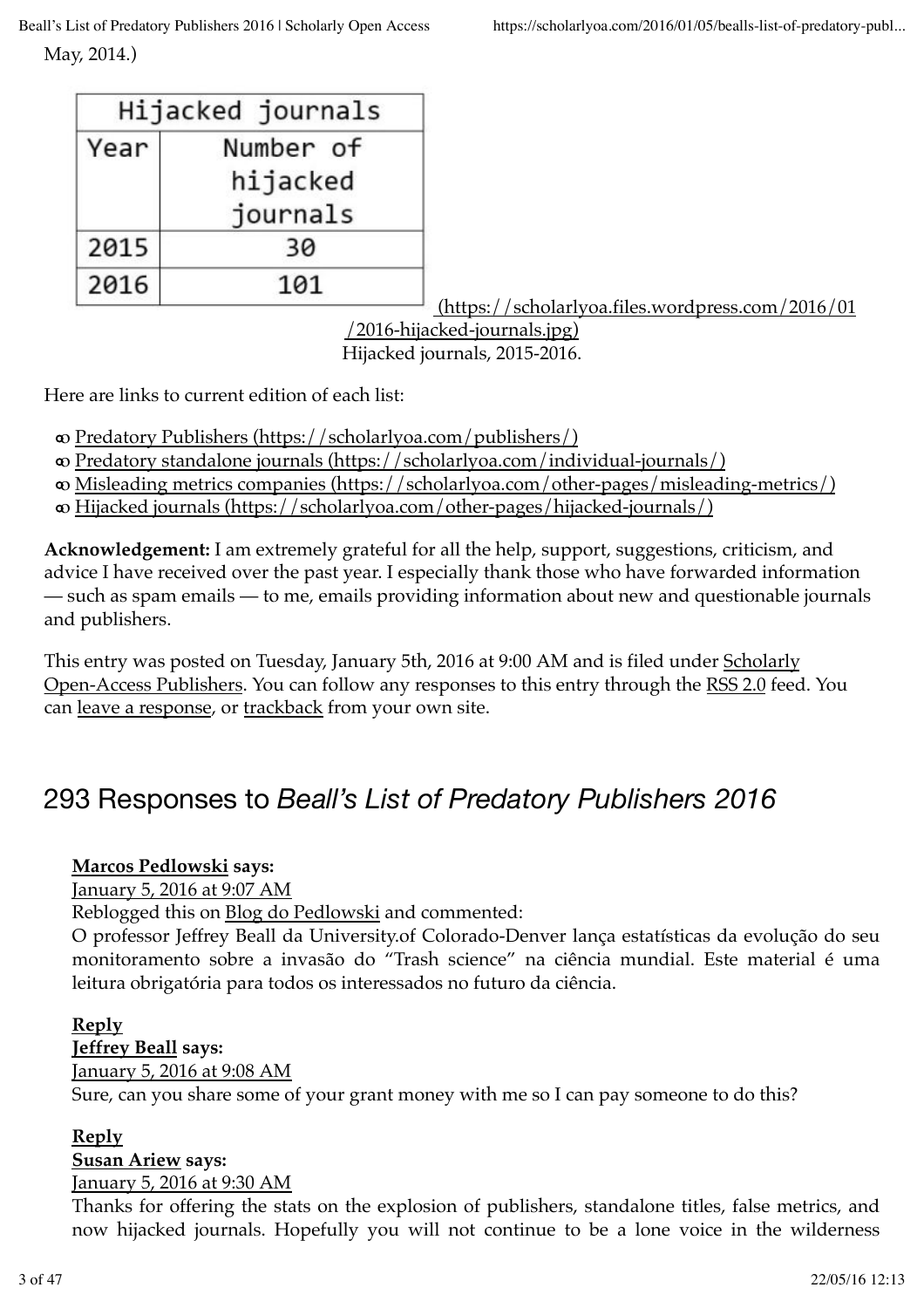May, 2014.)

| Hijacked journals | |
|---|---|
| Year | Number of hijacked journals |
| 2015 | 30 |
| 2016 | 101 |

(https://scholarlyoa.files.wordpress.com/2016/01/2016-hijacked-journals.jpg)
Hijacked journals, 2015-2016.

Here are links to current edition of each list:

- Predatory Publishers (https://scholarlyoa.com/publishers/)
- Predatory standalone journals (https://scholarlyoa.com/individual-journals/)
- Misleading metrics companies (https://scholarlyoa.com/other-pages/misleading-metrics/)
- Hijacked journals (https://scholarlyoa.com/other-pages/hijacked-journals/)

**Acknowledgement:** I am extremely grateful for all the help, support, suggestions, criticism, and advice I have received over the past year. I especially thank those who have forwarded information — such as spam emails — to me, emails providing information about new and questionable journals and publishers.

This entry was posted on Tuesday, January 5th, 2016 at 9:00 AM and is filed under Scholarly Open-Access Publishers. You can follow any responses to this entry through the RSS 2.0 feed. You can leave a response, or trackback from your own site.

## 293 Responses to *Beall's List of Predatory Publishers 2016*

**Marcos Pedlowski says:**
January 5, 2016 at 9:07 AM
Reblogged this on Blog do Pedlowski and commented:
O professor Jeffrey Beall da University.of Colorado-Denver lança estatísticas da evolução do seu monitoramento sobre a invasão do "Trash science" na ciência mundial. Este material é uma leitura obrigatória para todos os interessados no futuro da ciência.

**Reply**

**Jeffrey Beall says:**
January 5, 2016 at 9:08 AM
Sure, can you share some of your grant money with me so I can pay someone to do this?

**Reply**

**Susan Ariew says:**
January 5, 2016 at 9:30 AM
Thanks for offering the stats on the explosion of publishers, standalone titles, false metrics, and now hijacked journals. Hopefully you will not continue to be a lone voice in the wilderness